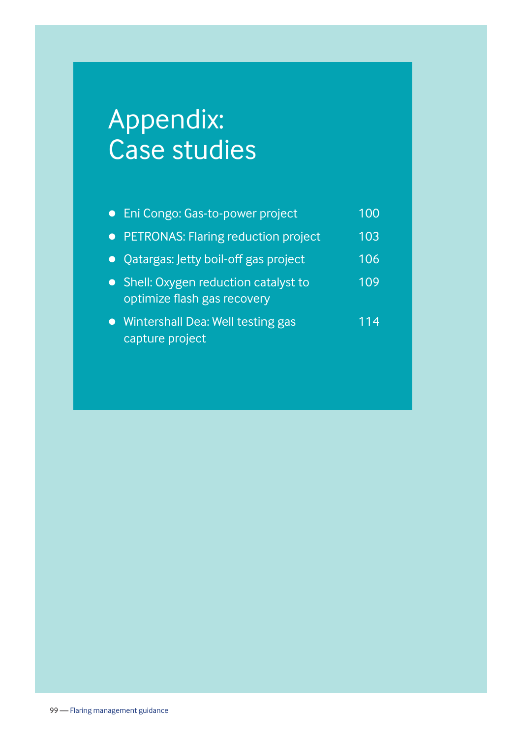# Appendix: Case studies

- Eni Congo: Gas-to-power project 100
- PETRONAS: Flaring reduction project 103
- Qatargas: Jetty boil-off gas project 106
- Shell: Oxygen reduction catalyst to optimize flash gas recovery 109
- Wintershall Dea: Well testing gas capture project 114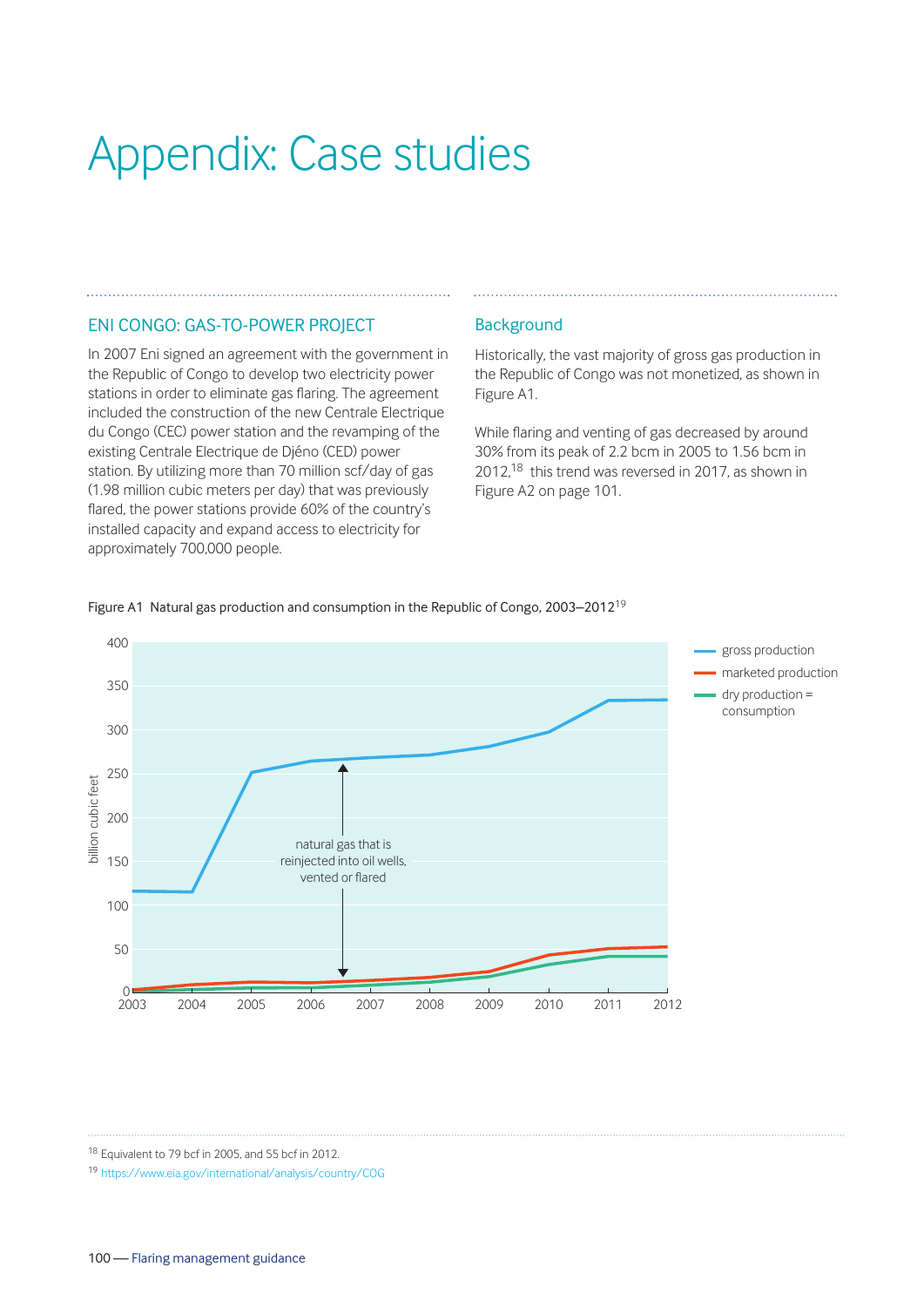# Appendix: Case studies

## ENI CONGO: GAS-TO-POWER PROJECT

In 2007 Eni signed an agreement with the government in the Republic of Congo to develop two electricity power stations in order to eliminate gas flaring. The agreement included the construction of the new Centrale Electrique du Congo (CEC) power station and the revamping of the existing Centrale Electrique de Djéno (CED) power station. By utilizing more than 70 million scf/day of gas (1.98 million cubic meters per day) that was previously flared, the power stations provide 60% of the country's installed capacity and expand access to electricity for approximately 700,000 people.

### Background

Historically, the vast majority of gross gas production in the Republic of Congo was not monetized, as shown in Figure A1.

While flaring and venting of gas decreased by around 30% from its peak of 2.2 bcm in 2005 to 1.56 bcm in 2012,[18] this trend was reversed in 2017, as shown in Figure A2 on page 101.

Figure A1 Natural gas production and consumption in the Republic of Congo, 2003–2012[19]

[18] Equivalent to 79 bcf in 2005, and 55 bcf in 2012.

[19] https://www.eia.gov/international/analysis/country/COG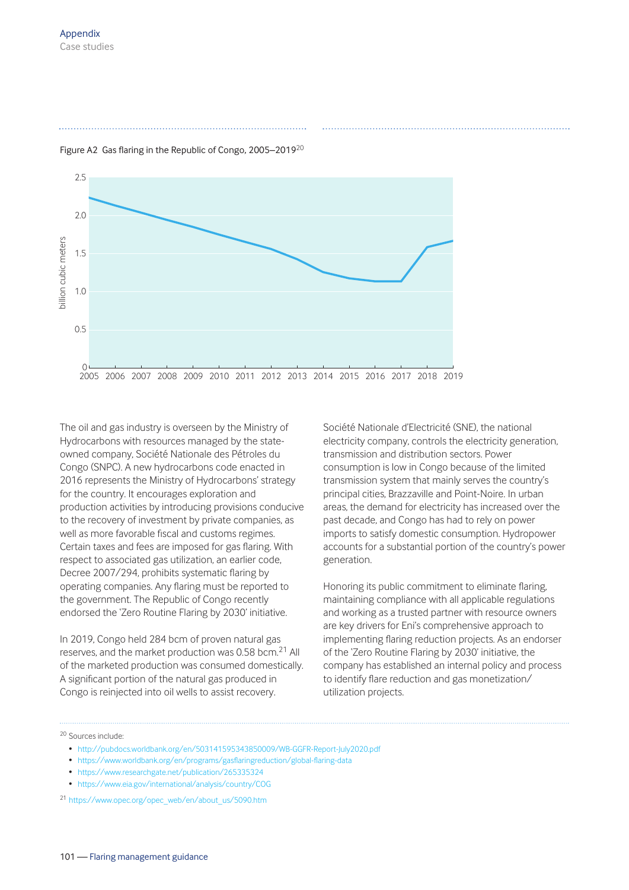Figure A2 Gas flaring in the Republic of Congo, 2005–2019[20]

The oil and gas industry is overseen by the Ministry of Hydrocarbons with resources managed by the state-owned company, Société Nationale des Pétroles du Congo (SNPC). A new hydrocarbons code enacted in 2016 represents the Ministry of Hydrocarbons' strategy for the country. It encourages exploration and production activities by introducing provisions conducive to the recovery of investment by private companies, as well as more favorable fiscal and customs regimes. Certain taxes and fees are imposed for gas flaring. With respect to associated gas utilization, an earlier code, Decree 2007/294, prohibits systematic flaring by operating companies. Any flaring must be reported to the government. The Republic of Congo recently endorsed the 'Zero Routine Flaring by 2030' initiative.

In 2019, Congo held 284 bcm of proven natural gas reserves, and the market production was 0.58 bcm.[21] All of the marketed production was consumed domestically. A significant portion of the natural gas produced in Congo is reinjected into oil wells to assist recovery.

Société Nationale d'Electricité (SNE), the national electricity company, controls the electricity generation, transmission and distribution sectors. Power consumption is low in Congo because of the limited transmission system that mainly serves the country's principal cities, Brazzaville and Point-Noire. In urban areas, the demand for electricity has increased over the past decade, and Congo has had to rely on power imports to satisfy domestic consumption. Hydropower accounts for a substantial portion of the country's power generation.

Honoring its public commitment to eliminate flaring, maintaining compliance with all applicable regulations and working as a trusted partner with resource owners are key drivers for Eni's comprehensive approach to implementing flaring reduction projects. As an endorser of the 'Zero Routine Flaring by 2030' initiative, the company has established an internal policy and process to identify flare reduction and gas monetization/utilization projects.

---

[20] Sources include:

- http://pubdocs.worldbank.org/en/503141595343850009/WB-GGFR-Report-July2020.pdf
- https://www.worldbank.org/en/programs/gasflaringreduction/global-flaring-data
- https://www.researchgate.net/publication/265335324
- https://www.eia.gov/international/analysis/country/COG

[21] https://www.opec.org/opec_web/en/about_us/5090.htm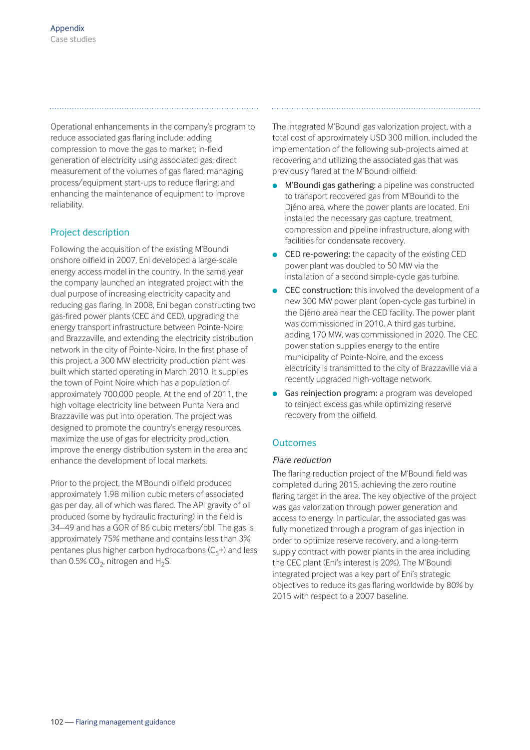Operational enhancements in the company's program to reduce associated gas flaring include: adding compression to move the gas to market; in-field generation of electricity using associated gas; direct measurement of the volumes of gas flared; managing process/equipment start-ups to reduce flaring; and enhancing the maintenance of equipment to improve reliability.

## Project description

Following the acquisition of the existing M'Boundi onshore oilfield in 2007, Eni developed a large-scale energy access model in the country. In the same year the company launched an integrated project with the dual purpose of increasing electricity capacity and reducing gas flaring. In 2008, Eni began constructing two gas-fired power plants (CEC and CED), upgrading the energy transport infrastructure between Pointe-Noire and Brazzaville, and extending the electricity distribution network in the city of Pointe-Noire. In the first phase of this project, a 300 MW electricity production plant was built which started operating in March 2010. It supplies the town of Point Noire which has a population of approximately 700,000 people. At the end of 2011, the high voltage electricity line between Punta Nera and Brazzaville was put into operation. The project was designed to promote the country's energy resources, maximize the use of gas for electricity production, improve the energy distribution system in the area and enhance the development of local markets.

Prior to the project, the M'Boundi oilfield produced approximately 1.98 million cubic meters of associated gas per day, all of which was flared. The API gravity of oil produced (some by hydraulic fracturing) in the field is 34–49 and has a GOR of 86 cubic meters/bbl. The gas is approximately 75% methane and contains less than 3% pentanes plus higher carbon hydrocarbons ($C_5$+) and less than 0.5% $CO_2$, nitrogen and $H_2S$.

The integrated M'Boundi gas valorization project, with a total cost of approximately USD 300 million, included the implementation of the following sub-projects aimed at recovering and utilizing the associated gas that was previously flared at the M'Boundi oilfield:

- M'Boundi gas gathering: a pipeline was constructed to transport recovered gas from M'Boundi to the Djéno area, where the power plants are located. Eni installed the necessary gas capture, treatment, compression and pipeline infrastructure, along with facilities for condensate recovery.
- CED re-powering: the capacity of the existing CED power plant was doubled to 50 MW via the installation of a second simple-cycle gas turbine.
- CEC construction: this involved the development of a new 300 MW power plant (open-cycle gas turbine) in the Djéno area near the CED facility. The power plant was commissioned in 2010. A third gas turbine, adding 170 MW, was commissioned in 2020. The CEC power station supplies energy to the entire municipality of Pointe-Noire, and the excess electricity is transmitted to the city of Brazzaville via a recently upgraded high-voltage network.
- Gas reinjection program: a program was developed to reinject excess gas while optimizing reserve recovery from the oilfield.

## Outcomes

### *Flare reduction*

The flaring reduction project of the M'Boundi field was completed during 2015, achieving the zero routine flaring target in the area. The key objective of the project was gas valorization through power generation and access to energy. In particular, the associated gas was fully monetized through a program of gas injection in order to optimize reserve recovery, and a long-term supply contract with power plants in the area including the CEC plant (Eni's interest is 20%). The M'Boundi integrated project was a key part of Eni's strategic objectives to reduce its gas flaring worldwide by 80% by 2015 with respect to a 2007 baseline.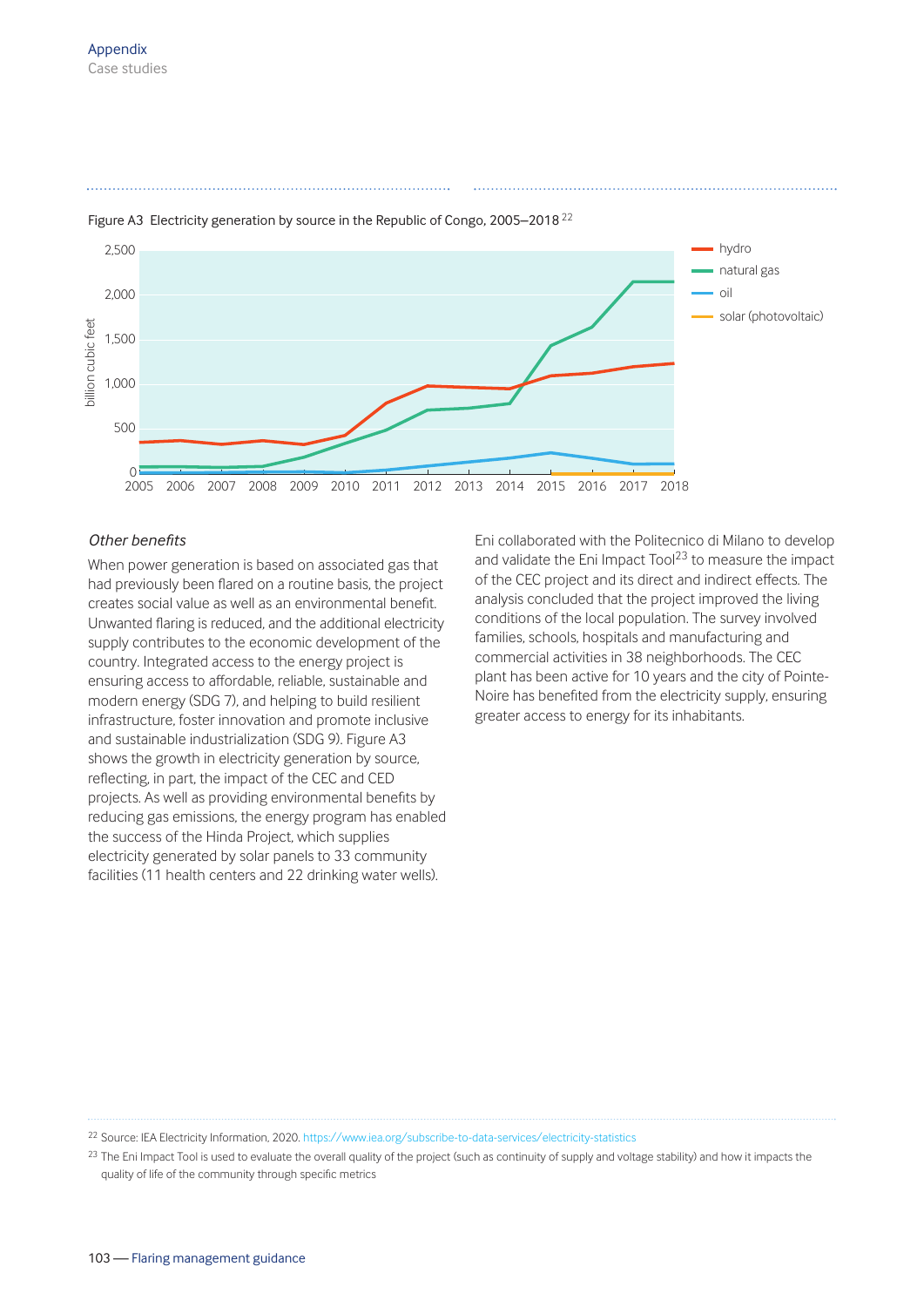Figure A3 Electricity generation by source in the Republic of Congo, 2005–2018 [22]

*Other benefits*

When power generation is based on associated gas that had previously been flared on a routine basis, the project creates social value as well as an environmental benefit. Unwanted flaring is reduced, and the additional electricity supply contributes to the economic development of the country. Integrated access to the energy project is ensuring access to affordable, reliable, sustainable and modern energy (SDG 7), and helping to build resilient infrastructure, foster innovation and promote inclusive and sustainable industrialization (SDG 9). Figure A3 shows the growth in electricity generation by source, reflecting, in part, the impact of the CEC and CED projects. As well as providing environmental benefits by reducing gas emissions, the energy program has enabled the success of the Hinda Project, which supplies electricity generated by solar panels to 33 community facilities (11 health centers and 22 drinking water wells).

Eni collaborated with the Politecnico di Milano to develop and validate the Eni Impact Tool[23] to measure the impact of the CEC project and its direct and indirect effects. The analysis concluded that the project improved the living conditions of the local population. The survey involved families, schools, hospitals and manufacturing and commercial activities in 38 neighborhoods. The CEC plant has been active for 10 years and the city of Pointe-Noire has benefited from the electricity supply, ensuring greater access to energy for its inhabitants.

---

[22] Source: IEA Electricity Information, 2020. https://www.iea.org/subscribe-to-data-services/electricity-statistics

[23] The Eni Impact Tool is used to evaluate the overall quality of the project (such as continuity of supply and voltage stability) and how it impacts the quality of life of the community through specific metrics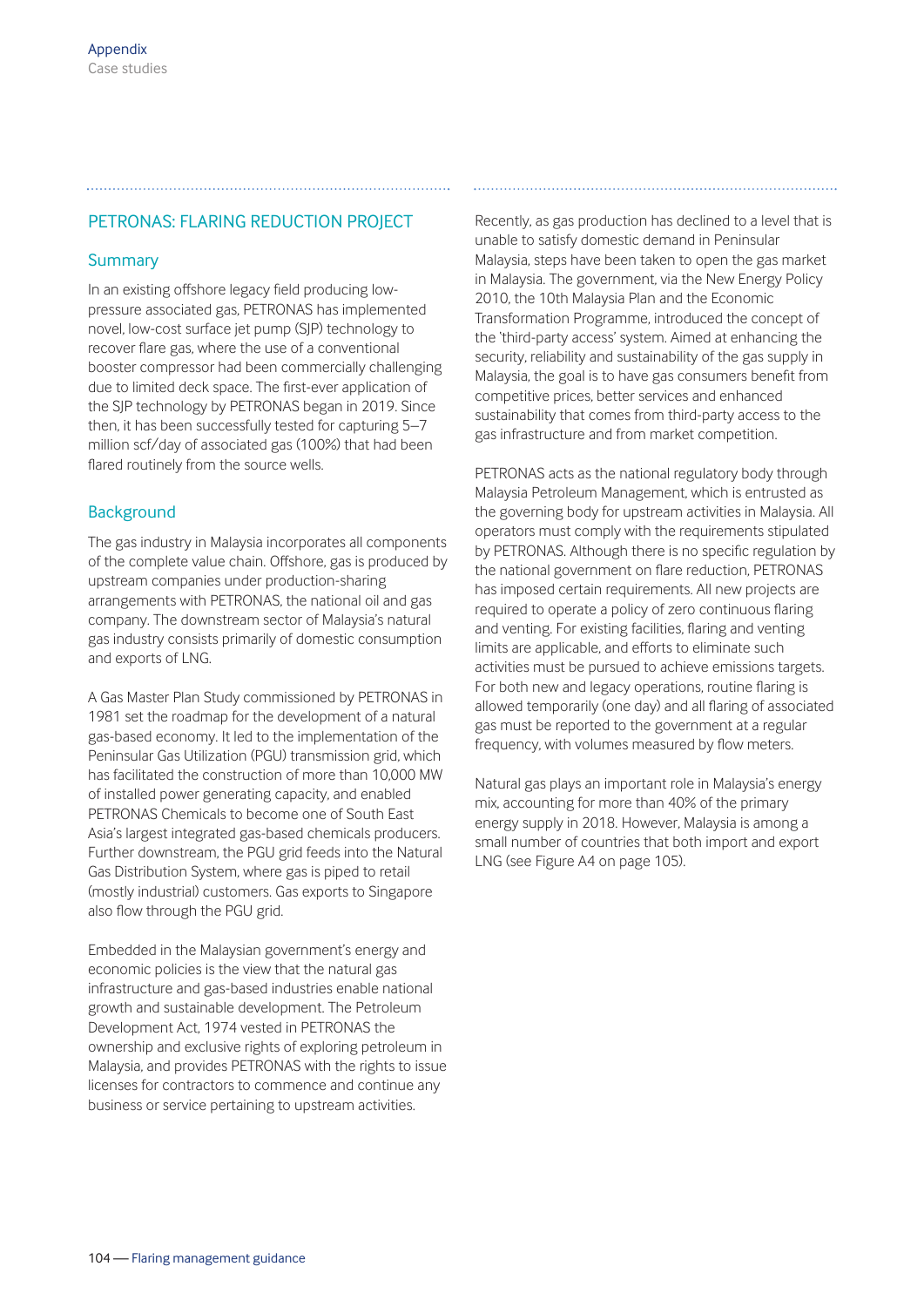## PETRONAS: FLARING REDUCTION PROJECT

### Summary

In an existing offshore legacy field producing low-pressure associated gas, PETRONAS has implemented novel, low-cost surface jet pump (SJP) technology to recover flare gas, where the use of a conventional booster compressor had been commercially challenging due to limited deck space. The first-ever application of the SJP technology by PETRONAS began in 2019. Since then, it has been successfully tested for capturing 5–7 million scf/day of associated gas (100%) that had been flared routinely from the source wells.

### Background

The gas industry in Malaysia incorporates all components of the complete value chain. Offshore, gas is produced by upstream companies under production-sharing arrangements with PETRONAS, the national oil and gas company. The downstream sector of Malaysia's natural gas industry consists primarily of domestic consumption and exports of LNG.

A Gas Master Plan Study commissioned by PETRONAS in 1981 set the roadmap for the development of a natural gas-based economy. It led to the implementation of the Peninsular Gas Utilization (PGU) transmission grid, which has facilitated the construction of more than 10,000 MW of installed power generating capacity, and enabled PETRONAS Chemicals to become one of South East Asia's largest integrated gas-based chemicals producers. Further downstream, the PGU grid feeds into the Natural Gas Distribution System, where gas is piped to retail (mostly industrial) customers. Gas exports to Singapore also flow through the PGU grid.

Embedded in the Malaysian government's energy and economic policies is the view that the natural gas infrastructure and gas-based industries enable national growth and sustainable development. The Petroleum Development Act, 1974 vested in PETRONAS the ownership and exclusive rights of exploring petroleum in Malaysia, and provides PETRONAS with the rights to issue licenses for contractors to commence and continue any business or service pertaining to upstream activities.

Recently, as gas production has declined to a level that is unable to satisfy domestic demand in Peninsular Malaysia, steps have been taken to open the gas market in Malaysia. The government, via the New Energy Policy 2010, the 10th Malaysia Plan and the Economic Transformation Programme, introduced the concept of the 'third-party access' system. Aimed at enhancing the security, reliability and sustainability of the gas supply in Malaysia, the goal is to have gas consumers benefit from competitive prices, better services and enhanced sustainability that comes from third-party access to the gas infrastructure and from market competition.

PETRONAS acts as the national regulatory body through Malaysia Petroleum Management, which is entrusted as the governing body for upstream activities in Malaysia. All operators must comply with the requirements stipulated by PETRONAS. Although there is no specific regulation by the national government on flare reduction, PETRONAS has imposed certain requirements. All new projects are required to operate a policy of zero continuous flaring and venting. For existing facilities, flaring and venting limits are applicable, and efforts to eliminate such activities must be pursued to achieve emissions targets. For both new and legacy operations, routine flaring is allowed temporarily (one day) and all flaring of associated gas must be reported to the government at a regular frequency, with volumes measured by flow meters.

Natural gas plays an important role in Malaysia's energy mix, accounting for more than 40% of the primary energy supply in 2018. However, Malaysia is among a small number of countries that both import and export LNG (see Figure A4 on page 105).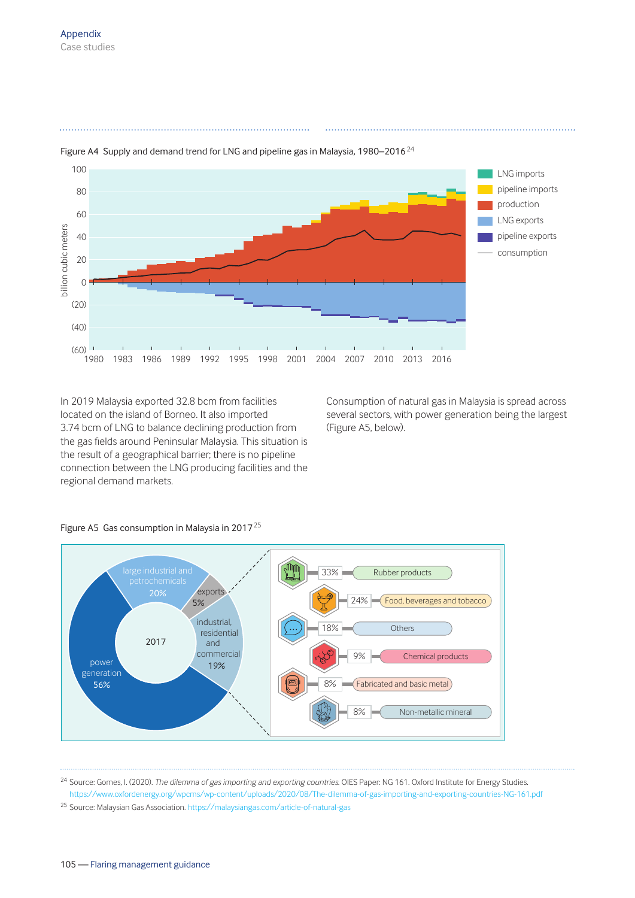Figure A4 Supply and demand trend for LNG and pipeline gas in Malaysia, 1980–2016 [24]

In 2019 Malaysia exported 32.8 bcm from facilities located on the island of Borneo. It also imported 3.74 bcm of LNG to balance declining production from the gas fields around Peninsular Malaysia. This situation is the result of a geographical barrier; there is no pipeline connection between the LNG producing facilities and the regional demand markets.

Consumption of natural gas in Malaysia is spread across several sectors, with power generation being the largest (Figure A5, below).

Figure A5 Gas consumption in Malaysia in 2017 [25]

| Sector (2017) | Share |
|---|---|
| power generation | 56% |
| large industrial and petrochemicals | 20% |
| industrial, residential and commercial | 19% |
| exports | 5% |

| Industrial, residential and commercial breakdown | Share |
|---|---|
| Rubber products | 33% |
| Food, beverages and tobacco | 24% |
| Others | 18% |
| Chemical products | 9% |
| Fabricated and basic metal | 8% |
| Non-metallic mineral | 8% |

[24] Source: Gomes, I. (2020). *The dilemma of gas importing and exporting countries.* OIES Paper: NG 161. Oxford Institute for Energy Studies. https://www.oxfordenergy.org/wpcms/wp-content/uploads/2020/08/The-dilemma-of-gas-importing-and-exporting-countries-NG-161.pdf

[25] Source: Malaysian Gas Association. https://malaysiangas.com/article-of-natural-gas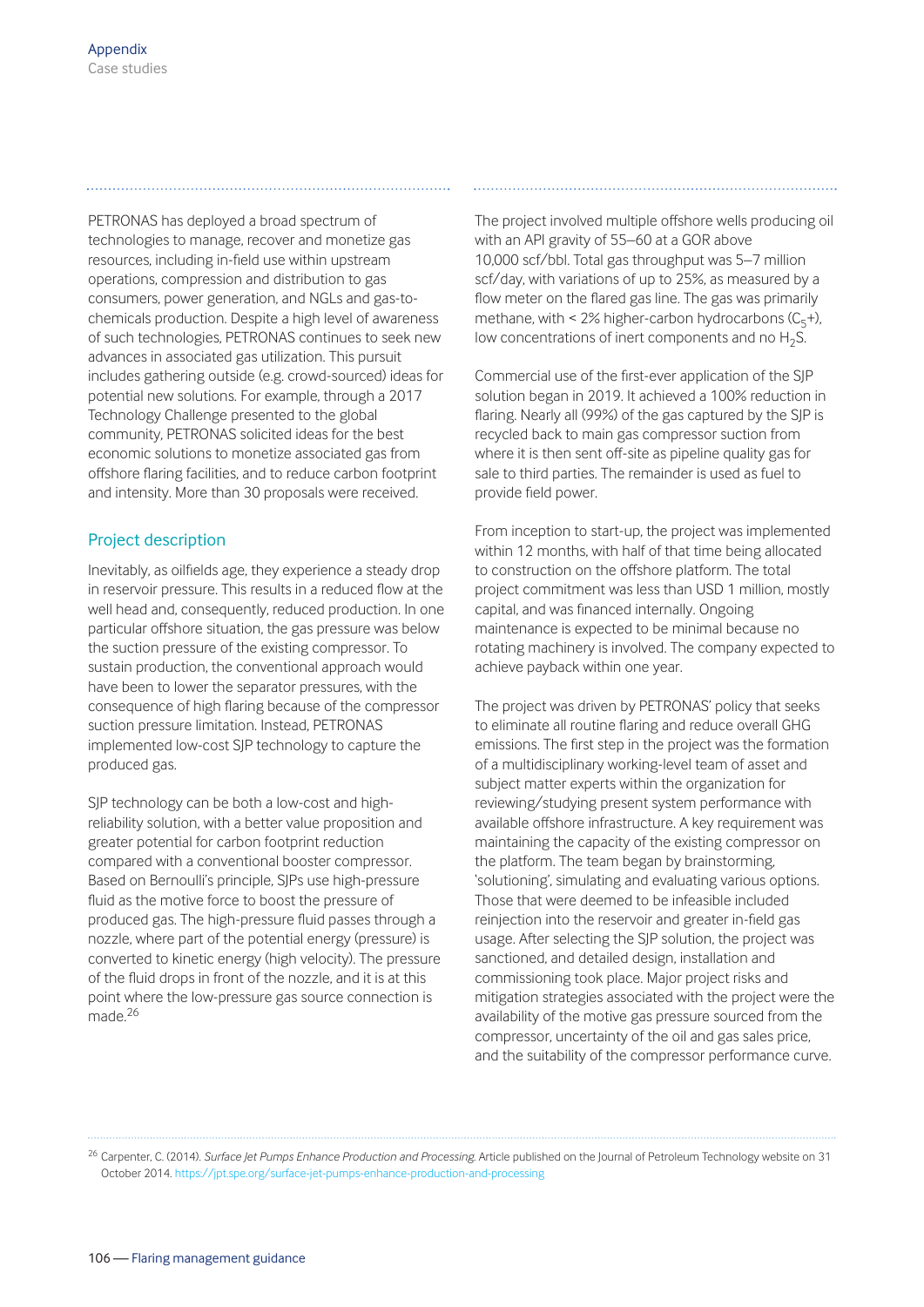PETRONAS has deployed a broad spectrum of technologies to manage, recover and monetize gas resources, including in-field use within upstream operations, compression and distribution to gas consumers, power generation, and NGLs and gas-to-chemicals production. Despite a high level of awareness of such technologies, PETRONAS continues to seek new advances in associated gas utilization. This pursuit includes gathering outside (e.g. crowd-sourced) ideas for potential new solutions. For example, through a 2017 Technology Challenge presented to the global community, PETRONAS solicited ideas for the best economic solutions to monetize associated gas from offshore flaring facilities, and to reduce carbon footprint and intensity. More than 30 proposals were received.

## Project description

Inevitably, as oilfields age, they experience a steady drop in reservoir pressure. This results in a reduced flow at the well head and, consequently, reduced production. In one particular offshore situation, the gas pressure was below the suction pressure of the existing compressor. To sustain production, the conventional approach would have been to lower the separator pressures, with the consequence of high flaring because of the compressor suction pressure limitation. Instead, PETRONAS implemented low-cost SJP technology to capture the produced gas.

SJP technology can be both a low-cost and high-reliability solution, with a better value proposition and greater potential for carbon footprint reduction compared with a conventional booster compressor. Based on Bernoulli's principle, SJPs use high-pressure fluid as the motive force to boost the pressure of produced gas. The high-pressure fluid passes through a nozzle, where part of the potential energy (pressure) is converted to kinetic energy (high velocity). The pressure of the fluid drops in front of the nozzle, and it is at this point where the low-pressure gas source connection is made.[26]

The project involved multiple offshore wells producing oil with an API gravity of 55–60 at a GOR above 10,000 scf/bbl. Total gas throughput was 5–7 million scf/day, with variations of up to 25%, as measured by a flow meter on the flared gas line. The gas was primarily methane, with < 2% higher-carbon hydrocarbons ($C_5$+), low concentrations of inert components and no $H_2S$.

Commercial use of the first-ever application of the SJP solution began in 2019. It achieved a 100% reduction in flaring. Nearly all (99%) of the gas captured by the SJP is recycled back to main gas compressor suction from where it is then sent off-site as pipeline quality gas for sale to third parties. The remainder is used as fuel to provide field power.

From inception to start-up, the project was implemented within 12 months, with half of that time being allocated to construction on the offshore platform. The total project commitment was less than USD 1 million, mostly capital, and was financed internally. Ongoing maintenance is expected to be minimal because no rotating machinery is involved. The company expected to achieve payback within one year.

The project was driven by PETRONAS' policy that seeks to eliminate all routine flaring and reduce overall GHG emissions. The first step in the project was the formation of a multidisciplinary working-level team of asset and subject matter experts within the organization for reviewing/studying present system performance with available offshore infrastructure. A key requirement was maintaining the capacity of the existing compressor on the platform. The team began by brainstorming, 'solutioning', simulating and evaluating various options. Those that were deemed to be infeasible included reinjection into the reservoir and greater in-field gas usage. After selecting the SJP solution, the project was sanctioned, and detailed design, installation and commissioning took place. Major project risks and mitigation strategies associated with the project were the availability of the motive gas pressure sourced from the compressor, uncertainty of the oil and gas sales price, and the suitability of the compressor performance curve.

---

[26] Carpenter, C. (2014). *Surface Jet Pumps Enhance Production and Processing*. Article published on the Journal of Petroleum Technology website on 31 October 2014. https://jpt.spe.org/surface-jet-pumps-enhance-production-and-processing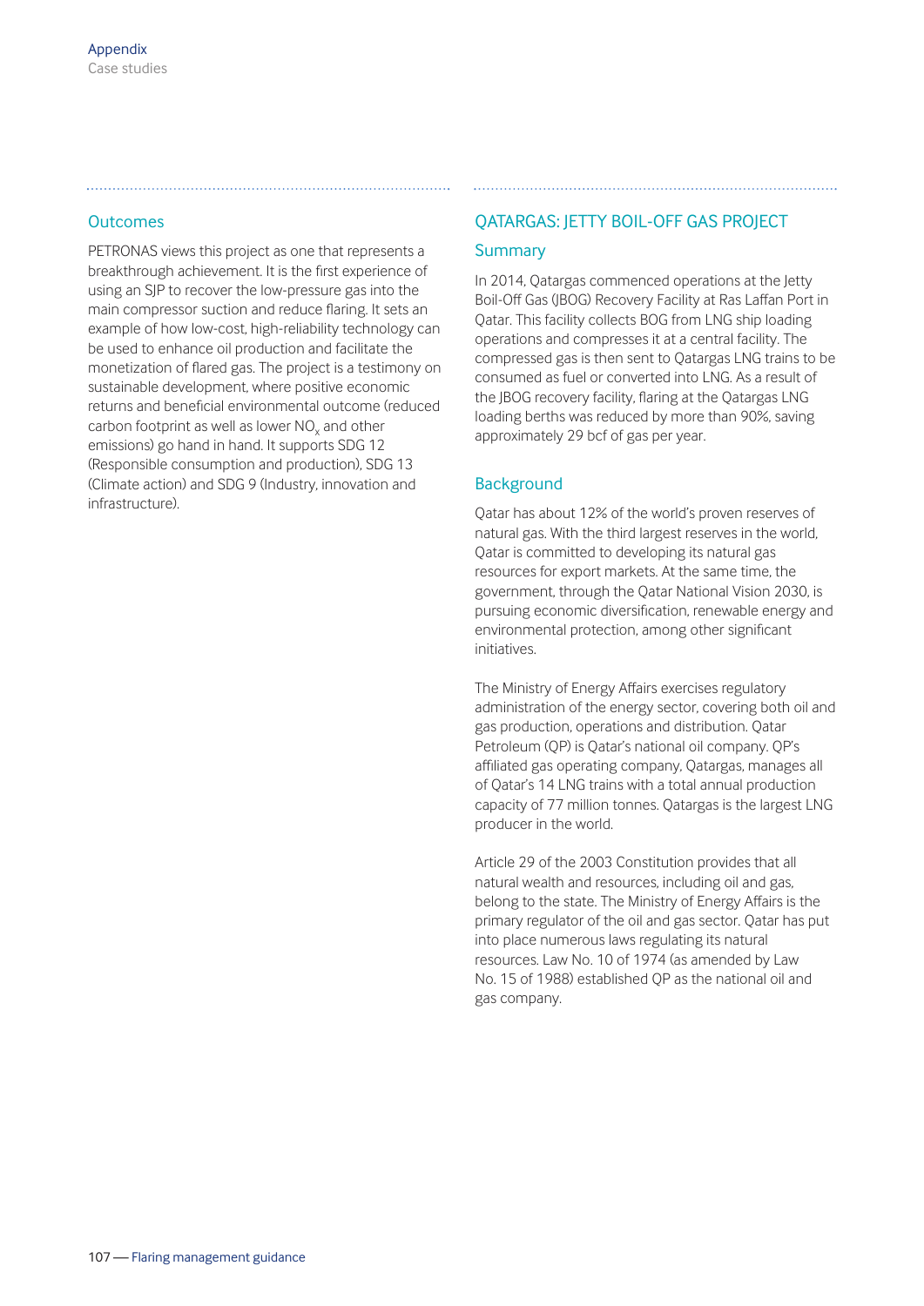### Outcomes

PETRONAS views this project as one that represents a breakthrough achievement. It is the first experience of using an SJP to recover the low-pressure gas into the main compressor suction and reduce flaring. It sets an example of how low-cost, high-reliability technology can be used to enhance oil production and facilitate the monetization of flared gas. The project is a testimony on sustainable development, where positive economic returns and beneficial environmental outcome (reduced carbon footprint as well as lower $NO_x$ and other emissions) go hand in hand. It supports SDG 12 (Responsible consumption and production), SDG 13 (Climate action) and SDG 9 (Industry, innovation and infrastructure).

## QATARGAS: JETTY BOIL-OFF GAS PROJECT

### Summary

In 2014, Qatargas commenced operations at the Jetty Boil-Off Gas (JBOG) Recovery Facility at Ras Laffan Port in Qatar. This facility collects BOG from LNG ship loading operations and compresses it at a central facility. The compressed gas is then sent to Qatargas LNG trains to be consumed as fuel or converted into LNG. As a result of the JBOG recovery facility, flaring at the Qatargas LNG loading berths was reduced by more than 90%, saving approximately 29 bcf of gas per year.

### Background

Qatar has about 12% of the world's proven reserves of natural gas. With the third largest reserves in the world, Qatar is committed to developing its natural gas resources for export markets. At the same time, the government, through the Qatar National Vision 2030, is pursuing economic diversification, renewable energy and environmental protection, among other significant initiatives.

The Ministry of Energy Affairs exercises regulatory administration of the energy sector, covering both oil and gas production, operations and distribution. Qatar Petroleum (QP) is Qatar's national oil company. QP's affiliated gas operating company, Qatargas, manages all of Qatar's 14 LNG trains with a total annual production capacity of 77 million tonnes. Qatargas is the largest LNG producer in the world.

Article 29 of the 2003 Constitution provides that all natural wealth and resources, including oil and gas, belong to the state. The Ministry of Energy Affairs is the primary regulator of the oil and gas sector. Qatar has put into place numerous laws regulating its natural resources. Law No. 10 of 1974 (as amended by Law No. 15 of 1988) established QP as the national oil and gas company.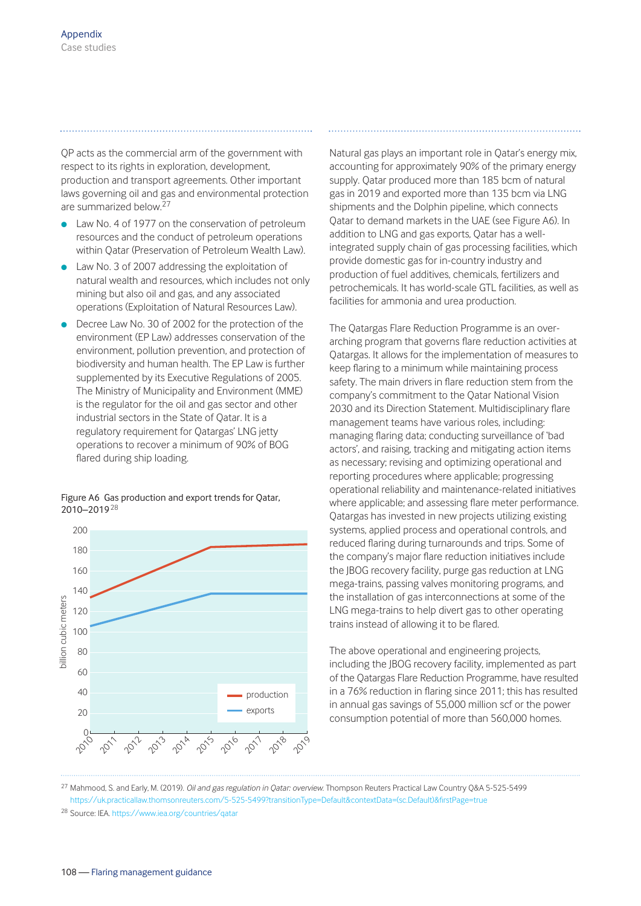QP acts as the commercial arm of the government with respect to its rights in exploration, development, production and transport agreements. Other important laws governing oil and gas and environmental protection are summarized below.[27]

- Law No. 4 of 1977 on the conservation of petroleum resources and the conduct of petroleum operations within Qatar (Preservation of Petroleum Wealth Law).
- Law No. 3 of 2007 addressing the exploitation of natural wealth and resources, which includes not only mining but also oil and gas, and any associated operations (Exploitation of Natural Resources Law).
- Decree Law No. 30 of 2002 for the protection of the environment (EP Law) addresses conservation of the environment, pollution prevention, and protection of biodiversity and human health. The EP Law is further supplemented by its Executive Regulations of 2005. The Ministry of Municipality and Environment (MME) is the regulator for the oil and gas sector and other industrial sectors in the State of Qatar. It is a regulatory requirement for Qatargas' LNG jetty operations to recover a minimum of 90% of BOG flared during ship loading.

Figure A6 Gas production and export trends for Qatar, 2010–2019[28]

Natural gas plays an important role in Qatar's energy mix, accounting for approximately 90% of the primary energy supply. Qatar produced more than 185 bcm of natural gas in 2019 and exported more than 135 bcm via LNG shipments and the Dolphin pipeline, which connects Qatar to demand markets in the UAE (see Figure A6). In addition to LNG and gas exports, Qatar has a well-integrated supply chain of gas processing facilities, which provide domestic gas for in-country industry and production of fuel additives, chemicals, fertilizers and petrochemicals. It has world-scale GTL facilities, as well as facilities for ammonia and urea production.

The Qatargas Flare Reduction Programme is an over-arching program that governs flare reduction activities at Qatargas. It allows for the implementation of measures to keep flaring to a minimum while maintaining process safety. The main drivers in flare reduction stem from the company's commitment to the Qatar National Vision 2030 and its Direction Statement. Multidisciplinary flare management teams have various roles, including: managing flaring data; conducting surveillance of 'bad actors', and raising, tracking and mitigating action items as necessary; revising and optimizing operational and reporting procedures where applicable; progressing operational reliability and maintenance-related initiatives where applicable; and assessing flare meter performance. Qatargas has invested in new projects utilizing existing systems, applied process and operational controls, and reduced flaring during turnarounds and trips. Some of the company's major flare reduction initiatives include the JBOG recovery facility, purge gas reduction at LNG mega-trains, passing valves monitoring programs, and the installation of gas interconnections at some of the LNG mega-trains to help divert gas to other operating trains instead of allowing it to be flared.

The above operational and engineering projects, including the JBOG recovery facility, implemented as part of the Qatargas Flare Reduction Programme, have resulted in a 76% reduction in flaring since 2011; this has resulted in annual gas savings of 55,000 million scf or the power consumption potential of more than 560,000 homes.

---

[27] Mahmood, S. and Early, M. (2019). *Oil and gas regulation in Qatar: overview*. Thompson Reuters Practical Law Country Q&A 5-525-5499 https://uk.practicallaw.thomsonreuters.com/5-525-5499?transitionType=Default&contextData=(sc.Default)&firstPage=true

[28] Source: IEA. https://www.iea.org/countries/qatar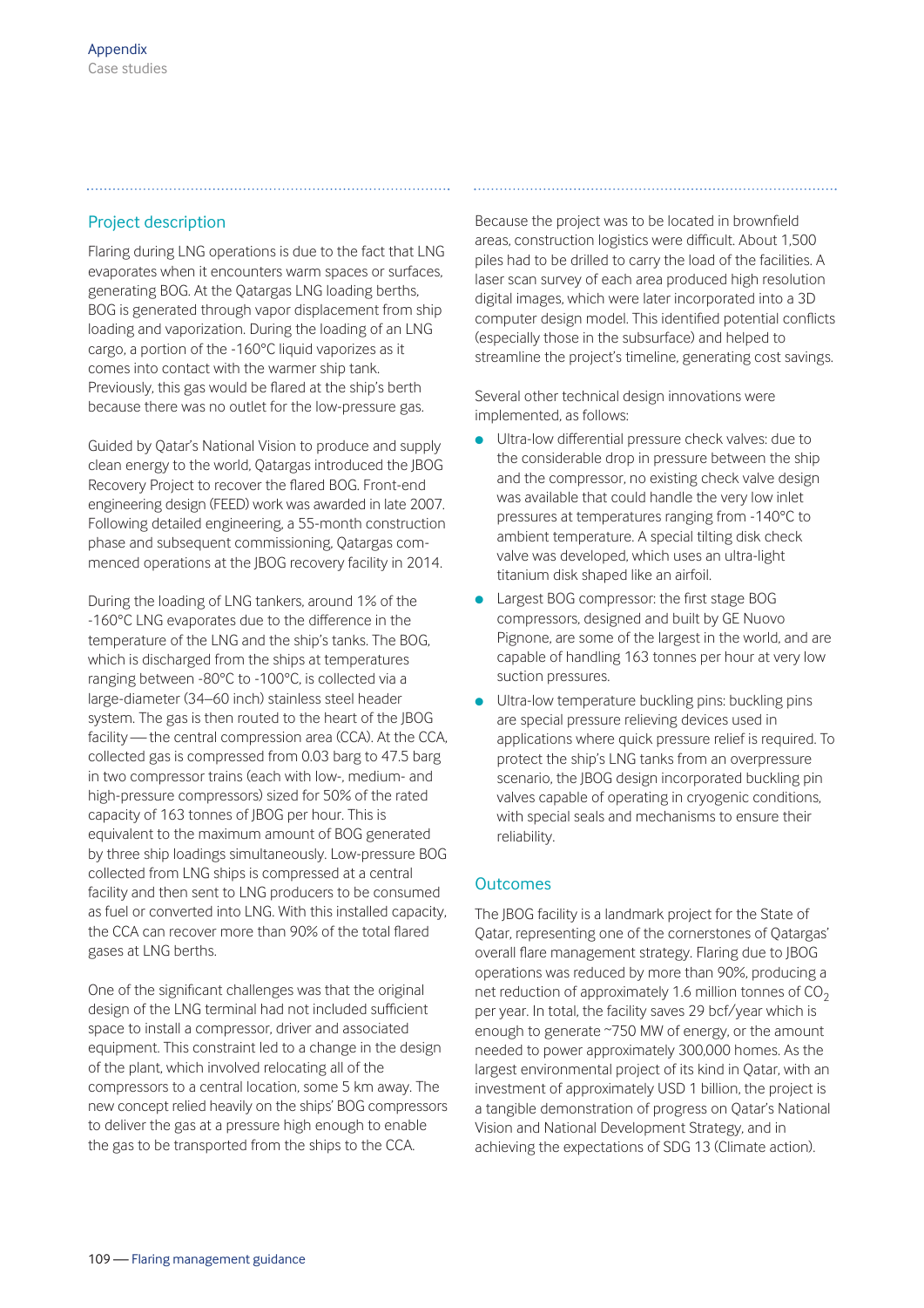## Project description

Flaring during LNG operations is due to the fact that LNG evaporates when it encounters warm spaces or surfaces, generating BOG. At the Qatargas LNG loading berths, BOG is generated through vapor displacement from ship loading and vaporization. During the loading of an LNG cargo, a portion of the -160°C liquid vaporizes as it comes into contact with the warmer ship tank. Previously, this gas would be flared at the ship's berth because there was no outlet for the low-pressure gas.

Guided by Qatar's National Vision to produce and supply clean energy to the world, Qatargas introduced the JBOG Recovery Project to recover the flared BOG. Front-end engineering design (FEED) work was awarded in late 2007. Following detailed engineering, a 55-month construction phase and subsequent commissioning, Qatargas commenced operations at the JBOG recovery facility in 2014.

During the loading of LNG tankers, around 1% of the -160°C LNG evaporates due to the difference in the temperature of the LNG and the ship's tanks. The BOG, which is discharged from the ships at temperatures ranging between -80°C to -100°C, is collected via a large-diameter (34–60 inch) stainless steel header system. The gas is then routed to the heart of the JBOG facility — the central compression area (CCA). At the CCA, collected gas is compressed from 0.03 barg to 47.5 barg in two compressor trains (each with low-, medium- and high-pressure compressors) sized for 50% of the rated capacity of 163 tonnes of JBOG per hour. This is equivalent to the maximum amount of BOG generated by three ship loadings simultaneously. Low-pressure BOG collected from LNG ships is compressed at a central facility and then sent to LNG producers to be consumed as fuel or converted into LNG. With this installed capacity, the CCA can recover more than 90% of the total flared gases at LNG berths.

One of the significant challenges was that the original design of the LNG terminal had not included sufficient space to install a compressor, driver and associated equipment. This constraint led to a change in the design of the plant, which involved relocating all of the compressors to a central location, some 5 km away. The new concept relied heavily on the ships' BOG compressors to deliver the gas at a pressure high enough to enable the gas to be transported from the ships to the CCA.

Because the project was to be located in brownfield areas, construction logistics were difficult. About 1,500 piles had to be drilled to carry the load of the facilities. A laser scan survey of each area produced high resolution digital images, which were later incorporated into a 3D computer design model. This identified potential conflicts (especially those in the subsurface) and helped to streamline the project's timeline, generating cost savings.

Several other technical design innovations were implemented, as follows:

- Ultra-low differential pressure check valves: due to the considerable drop in pressure between the ship and the compressor, no existing check valve design was available that could handle the very low inlet pressures at temperatures ranging from -140°C to ambient temperature. A special tilting disk check valve was developed, which uses an ultra-light titanium disk shaped like an airfoil.
- Largest BOG compressor: the first stage BOG compressors, designed and built by GE Nuovo Pignone, are some of the largest in the world, and are capable of handling 163 tonnes per hour at very low suction pressures.
- Ultra-low temperature buckling pins: buckling pins are special pressure relieving devices used in applications where quick pressure relief is required. To protect the ship's LNG tanks from an overpressure scenario, the JBOG design incorporated buckling pin valves capable of operating in cryogenic conditions, with special seals and mechanisms to ensure their reliability.

## Outcomes

The JBOG facility is a landmark project for the State of Qatar, representing one of the cornerstones of Qatargas' overall flare management strategy. Flaring due to JBOG operations was reduced by more than 90%, producing a net reduction of approximately 1.6 million tonnes of $CO_2$ per year. In total, the facility saves 29 bcf/year which is enough to generate ~750 MW of energy, or the amount needed to power approximately 300,000 homes. As the largest environmental project of its kind in Qatar, with an investment of approximately USD 1 billion, the project is a tangible demonstration of progress on Qatar's National Vision and National Development Strategy, and in achieving the expectations of SDG 13 (Climate action).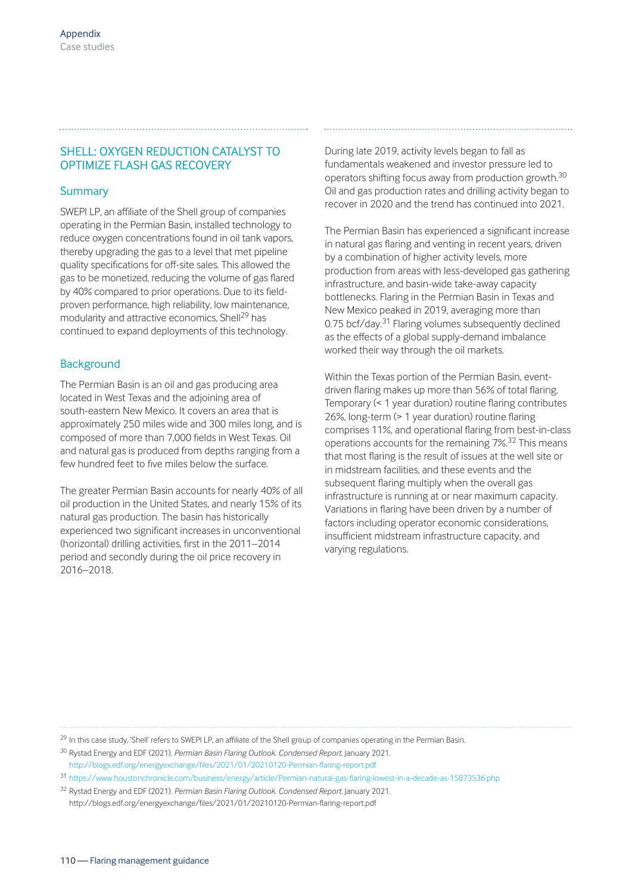## SHELL: OXYGEN REDUCTION CATALYST TO OPTIMIZE FLASH GAS RECOVERY

### Summary

SWEPI LP, an affiliate of the Shell group of companies operating in the Permian Basin, installed technology to reduce oxygen concentrations found in oil tank vapors, thereby upgrading the gas to a level that met pipeline quality specifications for off-site sales. This allowed the gas to be monetized, reducing the volume of gas flared by 40% compared to prior operations. Due to its field-proven performance, high reliability, low maintenance, modularity and attractive economics, Shell[29] has continued to expand deployments of this technology.

### Background

The Permian Basin is an oil and gas producing area located in West Texas and the adjoining area of south-eastern New Mexico. It covers an area that is approximately 250 miles wide and 300 miles long, and is composed of more than 7,000 fields in West Texas. Oil and natural gas is produced from depths ranging from a few hundred feet to five miles below the surface.

The greater Permian Basin accounts for nearly 40% of all oil production in the United States, and nearly 15% of its natural gas production. The basin has historically experienced two significant increases in unconventional (horizontal) drilling activities, first in the 2011–2014 period and secondly during the oil price recovery in 2016–2018.

During late 2019, activity levels began to fall as fundamentals weakened and investor pressure led to operators shifting focus away from production growth.[30] Oil and gas production rates and drilling activity began to recover in 2020 and the trend has continued into 2021.

The Permian Basin has experienced a significant increase in natural gas flaring and venting in recent years, driven by a combination of higher activity levels, more production from areas with less-developed gas gathering infrastructure, and basin-wide take-away capacity bottlenecks. Flaring in the Permian Basin in Texas and New Mexico peaked in 2019, averaging more than 0.75 bcf/day.[31] Flaring volumes subsequently declined as the effects of a global supply-demand imbalance worked their way through the oil markets.

Within the Texas portion of the Permian Basin, event-driven flaring makes up more than 56% of total flaring. Temporary (< 1 year duration) routine flaring contributes 26%, long-term (> 1 year duration) routine flaring comprises 11%, and operational flaring from best-in-class operations accounts for the remaining 7%.[32] This means that most flaring is the result of issues at the well site or in midstream facilities, and these events and the subsequent flaring multiply when the overall gas infrastructure is running at or near maximum capacity. Variations in flaring have been driven by a number of factors including operator economic considerations, insufficient midstream infrastructure capacity, and varying regulations.

---

[29] In this case study, 'Shell' refers to SWEPI LP, an affiliate of the Shell group of companies operating in the Permian Basin.

[30] Rystad Energy and EDF (2021). *Permian Basin Flaring Outlook. Condensed Report.* January 2021. http://blogs.edf.org/energyexchange/files/2021/01/20210120-Permian-flaring-report.pdf

[31] https://www.houstonchronicle.com/business/energy/article/Permian-natural-gas-flaring-lowest-in-a-decade-as-15873536.php

[32] Rystad Energy and EDF (2021). *Permian Basin Flaring Outlook. Condensed Report.* January 2021. http://blogs.edf.org/energyexchange/files/2021/01/20210120-Permian-flaring-report.pdf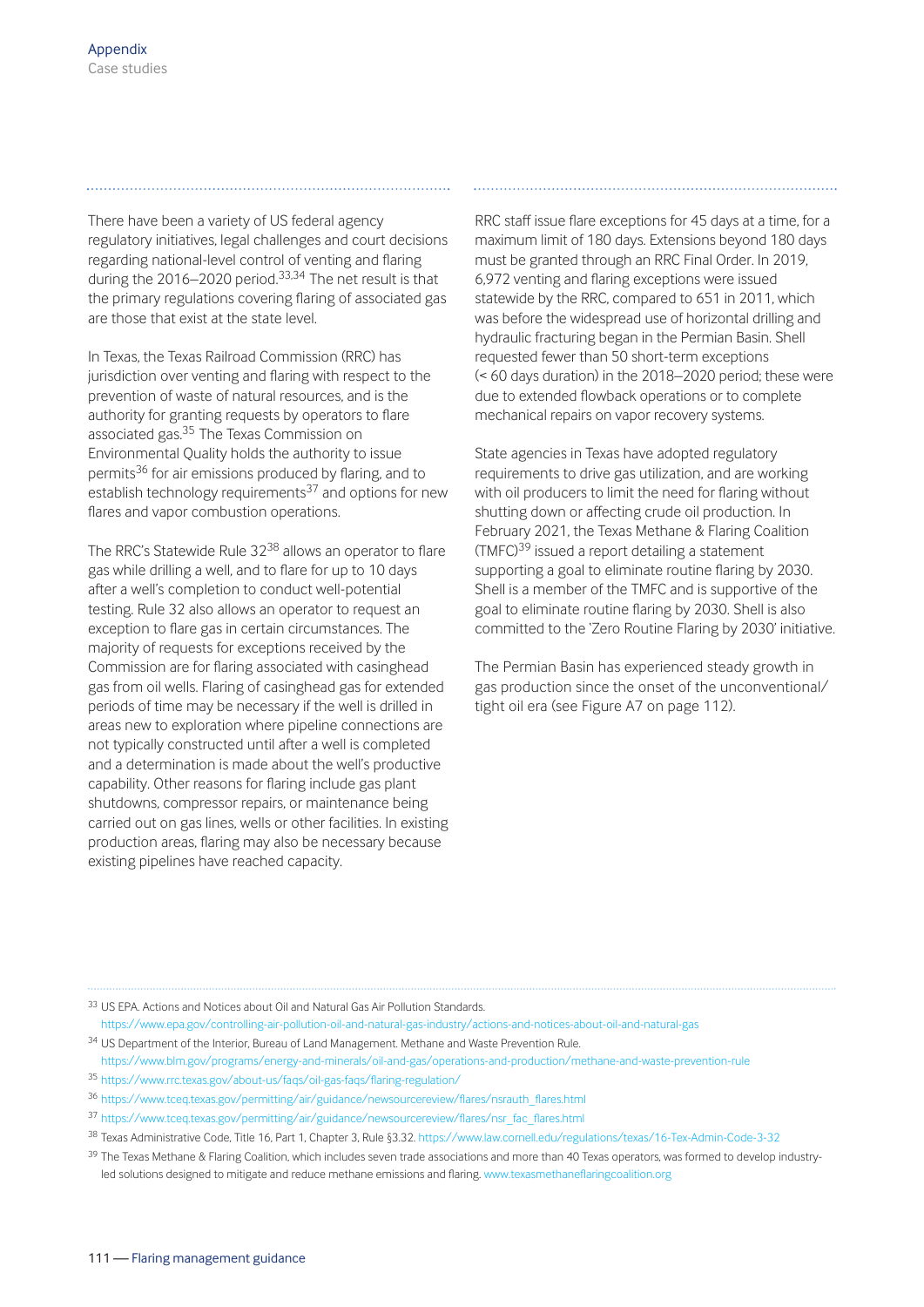There have been a variety of US federal agency regulatory initiatives, legal challenges and court decisions regarding national-level control of venting and flaring during the 2016–2020 period.[33,34] The net result is that the primary regulations covering flaring of associated gas are those that exist at the state level.

In Texas, the Texas Railroad Commission (RRC) has jurisdiction over venting and flaring with respect to the prevention of waste of natural resources, and is the authority for granting requests by operators to flare associated gas.[35] The Texas Commission on Environmental Quality holds the authority to issue permits[36] for air emissions produced by flaring, and to establish technology requirements[37] and options for new flares and vapor combustion operations.

The RRC's Statewide Rule 32[38] allows an operator to flare gas while drilling a well, and to flare for up to 10 days after a well's completion to conduct well-potential testing. Rule 32 also allows an operator to request an exception to flare gas in certain circumstances. The majority of requests for exceptions received by the Commission are for flaring associated with casinghead gas from oil wells. Flaring of casinghead gas for extended periods of time may be necessary if the well is drilled in areas new to exploration where pipeline connections are not typically constructed until after a well is completed and a determination is made about the well's productive capability. Other reasons for flaring include gas plant shutdowns, compressor repairs, or maintenance being carried out on gas lines, wells or other facilities. In existing production areas, flaring may also be necessary because existing pipelines have reached capacity.

RRC staff issue flare exceptions for 45 days at a time, for a maximum limit of 180 days. Extensions beyond 180 days must be granted through an RRC Final Order. In 2019, 6,972 venting and flaring exceptions were issued statewide by the RRC, compared to 651 in 2011, which was before the widespread use of horizontal drilling and hydraulic fracturing began in the Permian Basin. Shell requested fewer than 50 short-term exceptions (< 60 days duration) in the 2018–2020 period; these were due to extended flowback operations or to complete mechanical repairs on vapor recovery systems.

State agencies in Texas have adopted regulatory requirements to drive gas utilization, and are working with oil producers to limit the need for flaring without shutting down or affecting crude oil production. In February 2021, the Texas Methane & Flaring Coalition (TMFC)[39] issued a report detailing a statement supporting a goal to eliminate routine flaring by 2030. Shell is a member of the TMFC and is supportive of the goal to eliminate routine flaring by 2030. Shell is also committed to the 'Zero Routine Flaring by 2030' initiative.

The Permian Basin has experienced steady growth in gas production since the onset of the unconventional/tight oil era (see Figure A7 on page 112).

---

[33] US EPA. Actions and Notices about Oil and Natural Gas Air Pollution Standards. https://www.epa.gov/controlling-air-pollution-oil-and-natural-gas-industry/actions-and-notices-about-oil-and-natural-gas

[34] US Department of the Interior, Bureau of Land Management. Methane and Waste Prevention Rule. https://www.blm.gov/programs/energy-and-minerals/oil-and-gas/operations-and-production/methane-and-waste-prevention-rule

[35] https://www.rrc.texas.gov/about-us/faqs/oil-gas-faqs/flaring-regulation/

[36] https://www.tceq.texas.gov/permitting/air/guidance/newsourcereview/flares/nsrauth_flares.html

[37] https://www.tceq.texas.gov/permitting/air/guidance/newsourcereview/flares/nsr_fac_flares.html

[38] Texas Administrative Code, Title 16, Part 1, Chapter 3, Rule §3.32. https://www.law.cornell.edu/regulations/texas/16-Tex-Admin-Code-3-32

[39] The Texas Methane & Flaring Coalition, which includes seven trade associations and more than 40 Texas operators, was formed to develop industry-led solutions designed to mitigate and reduce methane emissions and flaring. www.texasmethaneflaringcoalition.org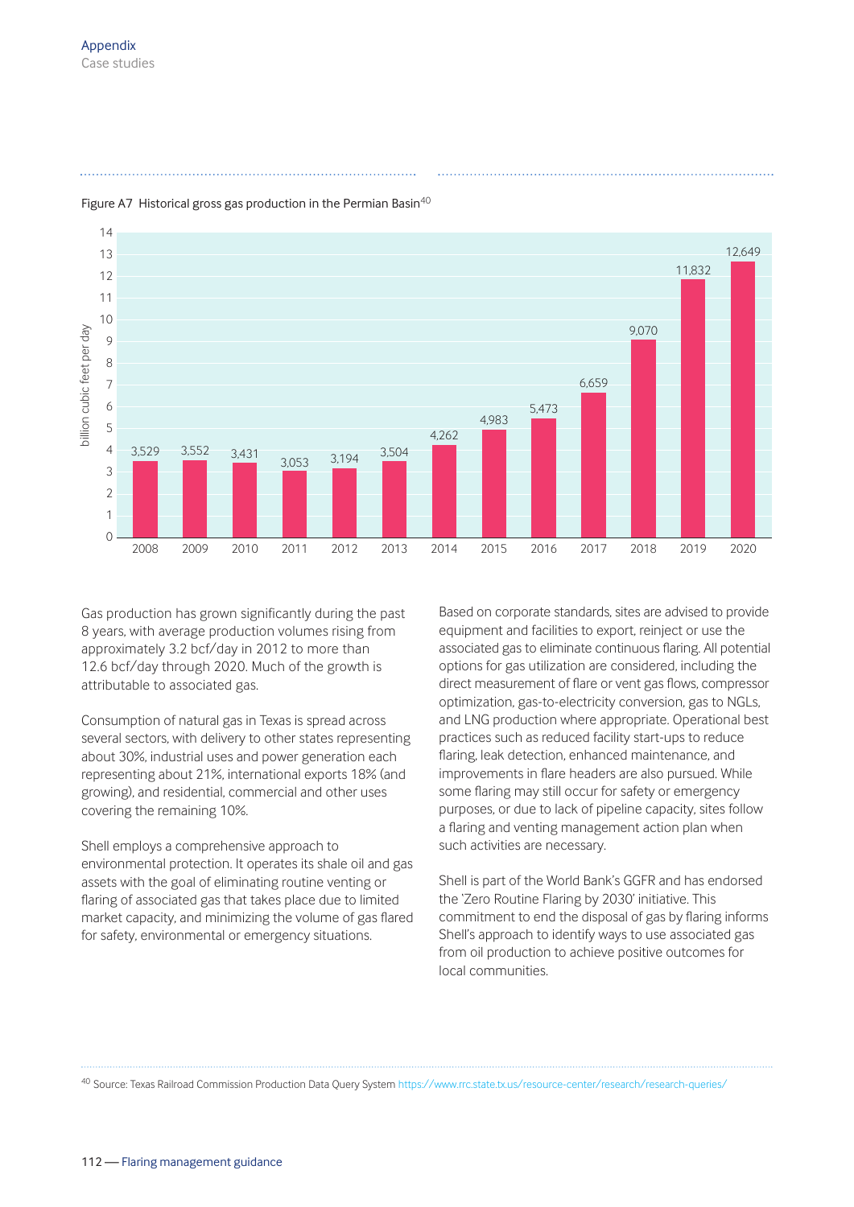Figure A7 Historical gross gas production in the Permian Basin[40]

| Year | billion cubic feet per day |
|---|---|
| 2008 | 3,529 |
| 2009 | 3,552 |
| 2010 | 3,431 |
| 2011 | 3,053 |
| 2012 | 3,194 |
| 2013 | 3,504 |
| 2014 | 4,262 |
| 2015 | 4,983 |
| 2016 | 5,473 |
| 2017 | 6,659 |
| 2018 | 9,070 |
| 2019 | 11,832 |
| 2020 | 12,649 |

Gas production has grown significantly during the past 8 years, with average production volumes rising from approximately 3.2 bcf/day in 2012 to more than 12.6 bcf/day through 2020. Much of the growth is attributable to associated gas.

Consumption of natural gas in Texas is spread across several sectors, with delivery to other states representing about 30%, industrial uses and power generation each representing about 21%, international exports 18% (and growing), and residential, commercial and other uses covering the remaining 10%.

Shell employs a comprehensive approach to environmental protection. It operates its shale oil and gas assets with the goal of eliminating routine venting or flaring of associated gas that takes place due to limited market capacity, and minimizing the volume of gas flared for safety, environmental or emergency situations.

Based on corporate standards, sites are advised to provide equipment and facilities to export, reinject or use the associated gas to eliminate continuous flaring. All potential options for gas utilization are considered, including the direct measurement of flare or vent gas flows, compressor optimization, gas-to-electricity conversion, gas to NGLs, and LNG production where appropriate. Operational best practices such as reduced facility start-ups to reduce flaring, leak detection, enhanced maintenance, and improvements in flare headers are also pursued. While some flaring may still occur for safety or emergency purposes, or due to lack of pipeline capacity, sites follow a flaring and venting management action plan when such activities are necessary.

Shell is part of the World Bank's GGFR and has endorsed the 'Zero Routine Flaring by 2030' initiative. This commitment to end the disposal of gas by flaring informs Shell's approach to identify ways to use associated gas from oil production to achieve positive outcomes for local communities.

[40] Source: Texas Railroad Commission Production Data Query System https://www.rrc.state.tx.us/resource-center/research/research-queries/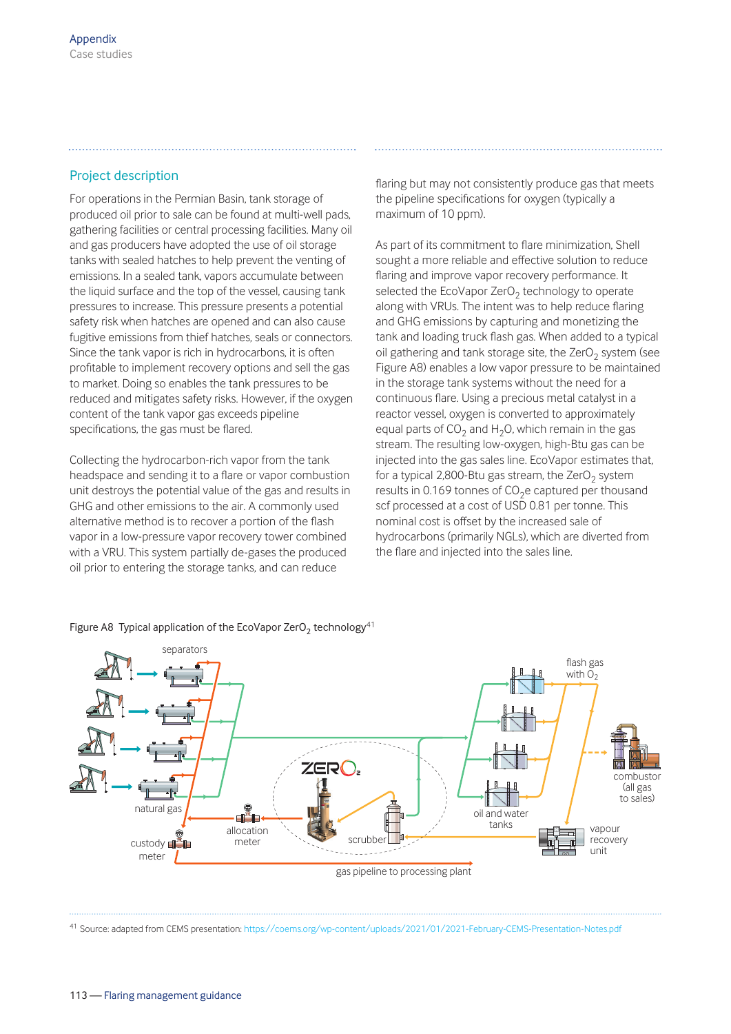## Project description

For operations in the Permian Basin, tank storage of produced oil prior to sale can be found at multi-well pads, gathering facilities or central processing facilities. Many oil and gas producers have adopted the use of oil storage tanks with sealed hatches to help prevent the venting of emissions. In a sealed tank, vapors accumulate between the liquid surface and the top of the vessel, causing tank pressures to increase. This pressure presents a potential safety risk when hatches are opened and can also cause fugitive emissions from thief hatches, seals or connectors. Since the tank vapor is rich in hydrocarbons, it is often profitable to implement recovery options and sell the gas to market. Doing so enables the tank pressures to be reduced and mitigates safety risks. However, if the oxygen content of the tank vapor gas exceeds pipeline specifications, the gas must be flared.

Collecting the hydrocarbon-rich vapor from the tank headspace and sending it to a flare or vapor combustion unit destroys the potential value of the gas and results in GHG and other emissions to the air. A commonly used alternative method is to recover a portion of the flash vapor in a low-pressure vapor recovery tower combined with a VRU. This system partially de-gases the produced oil prior to entering the storage tanks, and can reduce flaring but may not consistently produce gas that meets the pipeline specifications for oxygen (typically a maximum of 10 ppm).

As part of its commitment to flare minimization, Shell sought a more reliable and effective solution to reduce flaring and improve vapor recovery performance. It selected the EcoVapor Zer$O_2$ technology to operate along with VRUs. The intent was to help reduce flaring and GHG emissions by capturing and monetizing the tank and loading truck flash gas. When added to a typical oil gathering and tank storage site, the Zer$O_2$ system (see Figure A8) enables a low vapor pressure to be maintained in the storage tank systems without the need for a continuous flare. Using a precious metal catalyst in a reactor vessel, oxygen is converted to approximately equal parts of $CO_2$ and $H_2O$, which remain in the gas stream. The resulting low-oxygen, high-Btu gas can be injected into the gas sales line. EcoVapor estimates that, for a typical 2,800-Btu gas stream, the Zer$O_2$ system results in 0.169 tonnes of $CO_2$e captured per thousand scf processed at a cost of USD 0.81 per tonne. This nominal cost is offset by the increased sale of hydrocarbons (primarily NGLs), which are diverted from the flare and injected into the sales line.

Figure A8 Typical application of the EcoVapor Zer$O_2$ technology[41]

[41] Source: adapted from CEMS presentation: https://coems.org/wp-content/uploads/2021/01/2021-February-CEMS-Presentation-Notes.pdf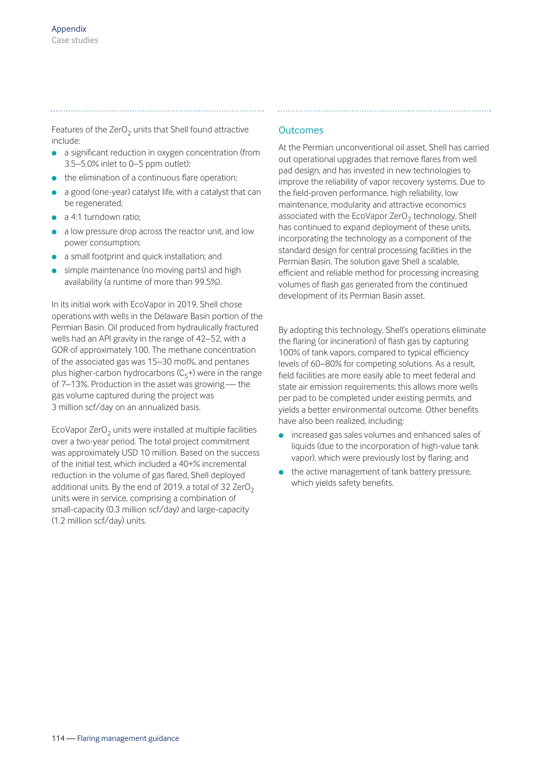Features of the $ZerO_2$ units that Shell found attractive include:

- a significant reduction in oxygen concentration (from 3.5–5.0% inlet to 0–5 ppm outlet);
- the elimination of a continuous flare operation;
- a good (one-year) catalyst life, with a catalyst that can be regenerated;
- a 4:1 turndown ratio;
- a low pressure drop across the reactor unit, and low power consumption;
- a small footprint and quick installation; and
- simple maintenance (no moving parts) and high availability (a runtime of more than 99.5%).

In its initial work with EcoVapor in 2019, Shell chose operations with wells in the Delaware Basin portion of the Permian Basin. Oil produced from hydraulically fractured wells had an API gravity in the range of 42–52, with a GOR of approximately 100. The methane concentration of the associated gas was 15–30 mol%, and pentanes plus higher-carbon hydrocarbons ($C_5$+) were in the range of 7–13%. Production in the asset was growing — the gas volume captured during the project was 3 million scf/day on an annualized basis.

EcoVapor $ZerO_2$ units were installed at multiple facilities over a two-year period. The total project commitment was approximately USD 10 million. Based on the success of the initial test, which included a 40+% incremental reduction in the volume of gas flared, Shell deployed additional units. By the end of 2019, a total of 32 $ZerO_2$ units were in service, comprising a combination of small-capacity (0.3 million scf/day) and large-capacity (1.2 million scf/day) units.

## Outcomes

At the Permian unconventional oil asset, Shell has carried out operational upgrades that remove flares from well pad design, and has invested in new technologies to improve the reliability of vapor recovery systems. Due to the field-proven performance, high reliability, low maintenance, modularity and attractive economics associated with the EcoVapor $ZerO_2$ technology, Shell has continued to expand deployment of these units, incorporating the technology as a component of the standard design for central processing facilities in the Permian Basin. The solution gave Shell a scalable, efficient and reliable method for processing increasing volumes of flash gas generated from the continued development of its Permian Basin asset.

By adopting this technology, Shell's operations eliminate the flaring (or incineration) of flash gas by capturing 100% of tank vapors, compared to typical efficiency levels of 60–80% for competing solutions. As a result, field facilities are more easily able to meet federal and state air emission requirements; this allows more wells per pad to be completed under existing permits, and yields a better environmental outcome. Other benefits have also been realized, including:

- increased gas sales volumes and enhanced sales of liquids (due to the incorporation of high-value tank vapor), which were previously lost by flaring; and
- the active management of tank battery pressure, which yields safety benefits.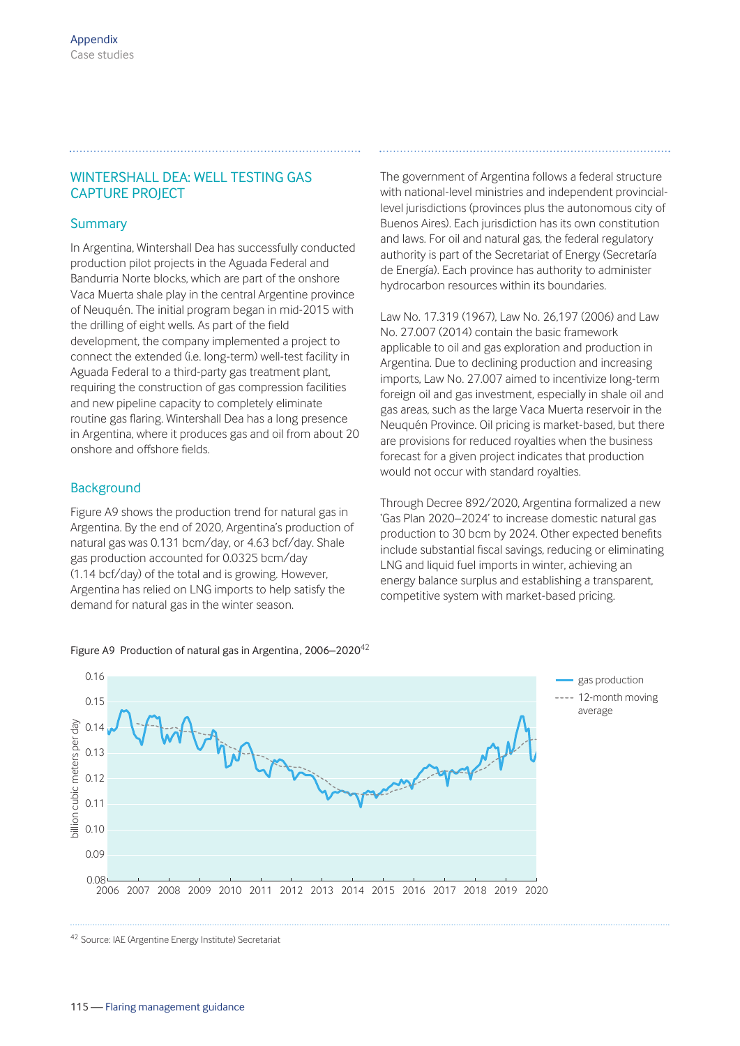## WINTERSHALL DEA: WELL TESTING GAS CAPTURE PROJECT

### Summary

In Argentina, Wintershall Dea has successfully conducted production pilot projects in the Aguada Federal and Bandurria Norte blocks, which are part of the onshore Vaca Muerta shale play in the central Argentine province of Neuquén. The initial program began in mid-2015 with the drilling of eight wells. As part of the field development, the company implemented a project to connect the extended (i.e. long-term) well-test facility in Aguada Federal to a third-party gas treatment plant, requiring the construction of gas compression facilities and new pipeline capacity to completely eliminate routine gas flaring. Wintershall Dea has a long presence in Argentina, where it produces gas and oil from about 20 onshore and offshore fields.

### Background

Figure A9 shows the production trend for natural gas in Argentina. By the end of 2020, Argentina's production of natural gas was 0.131 bcm/day, or 4.63 bcf/day. Shale gas production accounted for 0.0325 bcm/day (1.14 bcf/day) of the total and is growing. However, Argentina has relied on LNG imports to help satisfy the demand for natural gas in the winter season.

The government of Argentina follows a federal structure with national-level ministries and independent provincial-level jurisdictions (provinces plus the autonomous city of Buenos Aires). Each jurisdiction has its own constitution and laws. For oil and natural gas, the federal regulatory authority is part of the Secretariat of Energy (Secretaría de Energía). Each province has authority to administer hydrocarbon resources within its boundaries.

Law No. 17.319 (1967), Law No. 26,197 (2006) and Law No. 27.007 (2014) contain the basic framework applicable to oil and gas exploration and production in Argentina. Due to declining production and increasing imports, Law No. 27.007 aimed to incentivize long-term foreign oil and gas investment, especially in shale oil and gas areas, such as the large Vaca Muerta reservoir in the Neuquén Province. Oil pricing is market-based, but there are provisions for reduced royalties when the business forecast for a given project indicates that production would not occur with standard royalties.

Through Decree 892/2020, Argentina formalized a new 'Gas Plan 2020–2024' to increase domestic natural gas production to 30 bcm by 2024. Other expected benefits include substantial fiscal savings, reducing or eliminating LNG and liquid fuel imports in winter, achieving an energy balance surplus and establishing a transparent, competitive system with market-based pricing.

Figure A9 Production of natural gas in Argentina, 2006–2020[42]

[42] Source: IAE (Argentine Energy Institute) Secretariat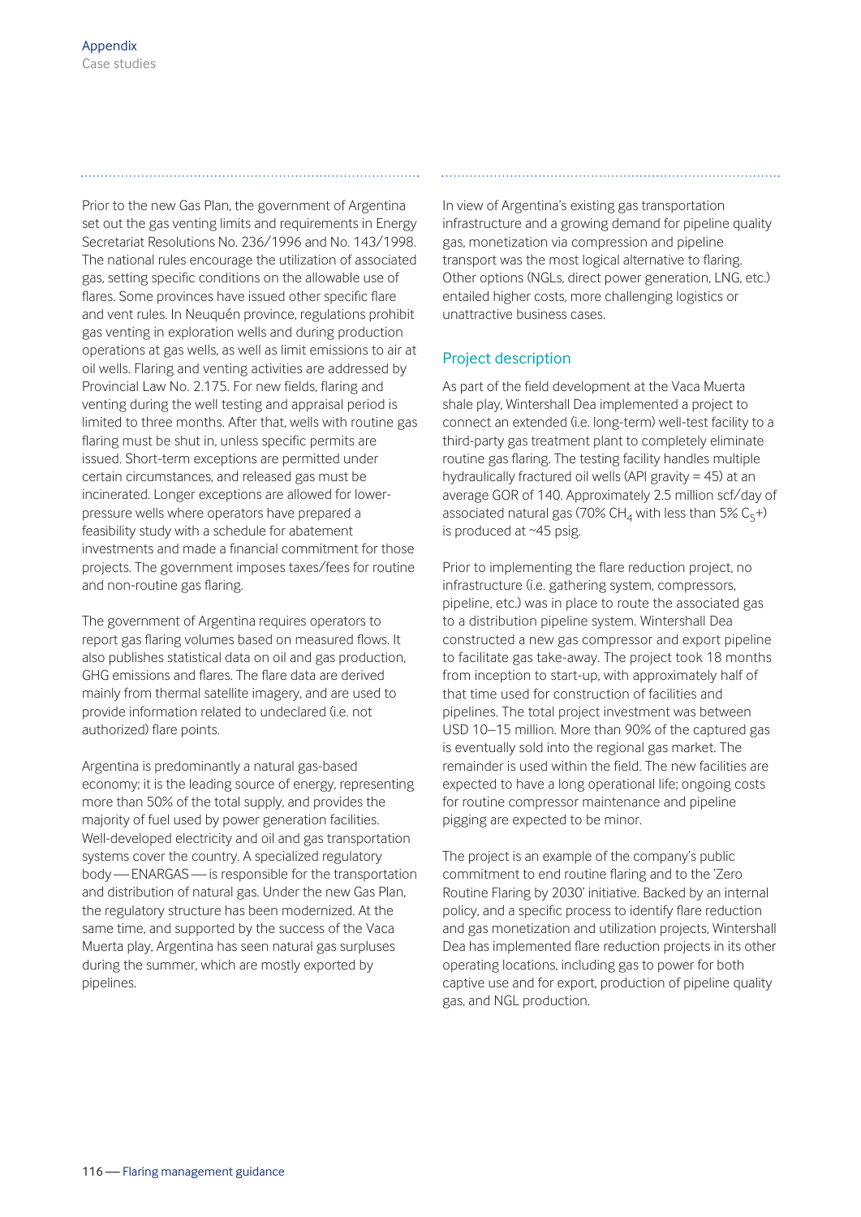Prior to the new Gas Plan, the government of Argentina set out the gas venting limits and requirements in Energy Secretariat Resolutions No. 236/1996 and No. 143/1998. The national rules encourage the utilization of associated gas, setting specific conditions on the allowable use of flares. Some provinces have issued other specific flare and vent rules. In Neuquén province, regulations prohibit gas venting in exploration wells and during production operations at gas wells, as well as limit emissions to air at oil wells. Flaring and venting activities are addressed by Provincial Law No. 2.175. For new fields, flaring and venting during the well testing and appraisal period is limited to three months. After that, wells with routine gas flaring must be shut in, unless specific permits are issued. Short-term exceptions are permitted under certain circumstances, and released gas must be incinerated. Longer exceptions are allowed for lower-pressure wells where operators have prepared a feasibility study with a schedule for abatement investments and made a financial commitment for those projects. The government imposes taxes/fees for routine and non-routine gas flaring.

The government of Argentina requires operators to report gas flaring volumes based on measured flows. It also publishes statistical data on oil and gas production, GHG emissions and flares. The flare data are derived mainly from thermal satellite imagery, and are used to provide information related to undeclared (i.e. not authorized) flare points.

Argentina is predominantly a natural gas-based economy; it is the leading source of energy, representing more than 50% of the total supply, and provides the majority of fuel used by power generation facilities. Well-developed electricity and oil and gas transportation systems cover the country. A specialized regulatory body — ENARGAS — is responsible for the transportation and distribution of natural gas. Under the new Gas Plan, the regulatory structure has been modernized. At the same time, and supported by the success of the Vaca Muerta play, Argentina has seen natural gas surpluses during the summer, which are mostly exported by pipelines.

In view of Argentina's existing gas transportation infrastructure and a growing demand for pipeline quality gas, monetization via compression and pipeline transport was the most logical alternative to flaring. Other options (NGLs, direct power generation, LNG, etc.) entailed higher costs, more challenging logistics or unattractive business cases.

## Project description

As part of the field development at the Vaca Muerta shale play, Wintershall Dea implemented a project to connect an extended (i.e. long-term) well-test facility to a third-party gas treatment plant to completely eliminate routine gas flaring. The testing facility handles multiple hydraulically fractured oil wells (API gravity = 45) at an average GOR of 140. Approximately 2.5 million scf/day of associated natural gas (70% $CH_4$ with less than 5% $C_5$+) is produced at ~45 psig.

Prior to implementing the flare reduction project, no infrastructure (i.e. gathering system, compressors, pipeline, etc.) was in place to route the associated gas to a distribution pipeline system. Wintershall Dea constructed a new gas compressor and export pipeline to facilitate gas take-away. The project took 18 months from inception to start-up, with approximately half of that time used for construction of facilities and pipelines. The total project investment was between USD 10–15 million. More than 90% of the captured gas is eventually sold into the regional gas market. The remainder is used within the field. The new facilities are expected to have a long operational life; ongoing costs for routine compressor maintenance and pipeline pigging are expected to be minor.

The project is an example of the company's public commitment to end routine flaring and to the 'Zero Routine Flaring by 2030' initiative. Backed by an internal policy, and a specific process to identify flare reduction and gas monetization and utilization projects, Wintershall Dea has implemented flare reduction projects in its other operating locations, including gas to power for both captive use and for export, production of pipeline quality gas, and NGL production.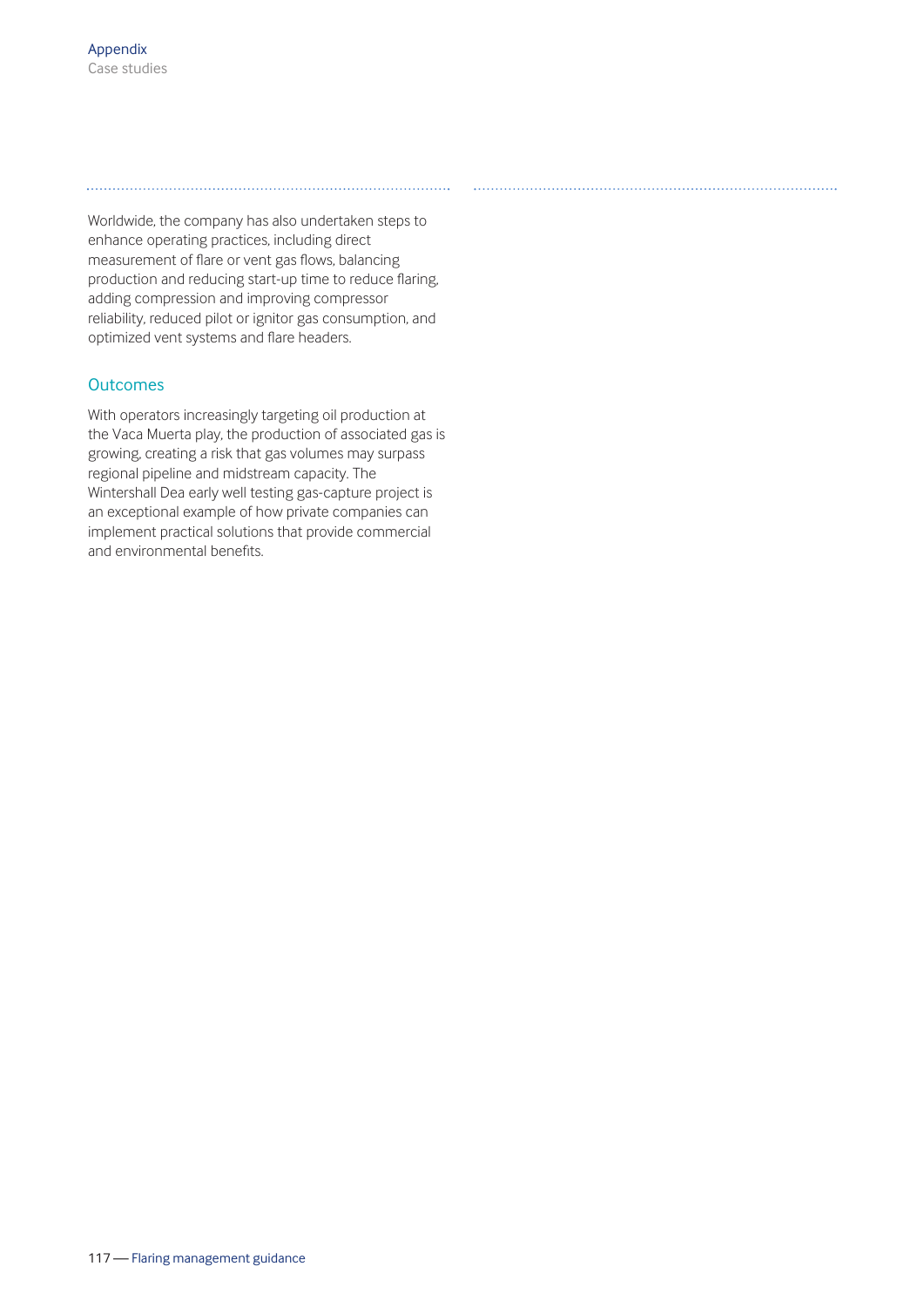Worldwide, the company has also undertaken steps to enhance operating practices, including direct measurement of flare or vent gas flows, balancing production and reducing start-up time to reduce flaring, adding compression and improving compressor reliability, reduced pilot or ignitor gas consumption, and optimized vent systems and flare headers.

### Outcomes

With operators increasingly targeting oil production at the Vaca Muerta play, the production of associated gas is growing, creating a risk that gas volumes may surpass regional pipeline and midstream capacity. The Wintershall Dea early well testing gas-capture project is an exceptional example of how private companies can implement practical solutions that provide commercial and environmental benefits.